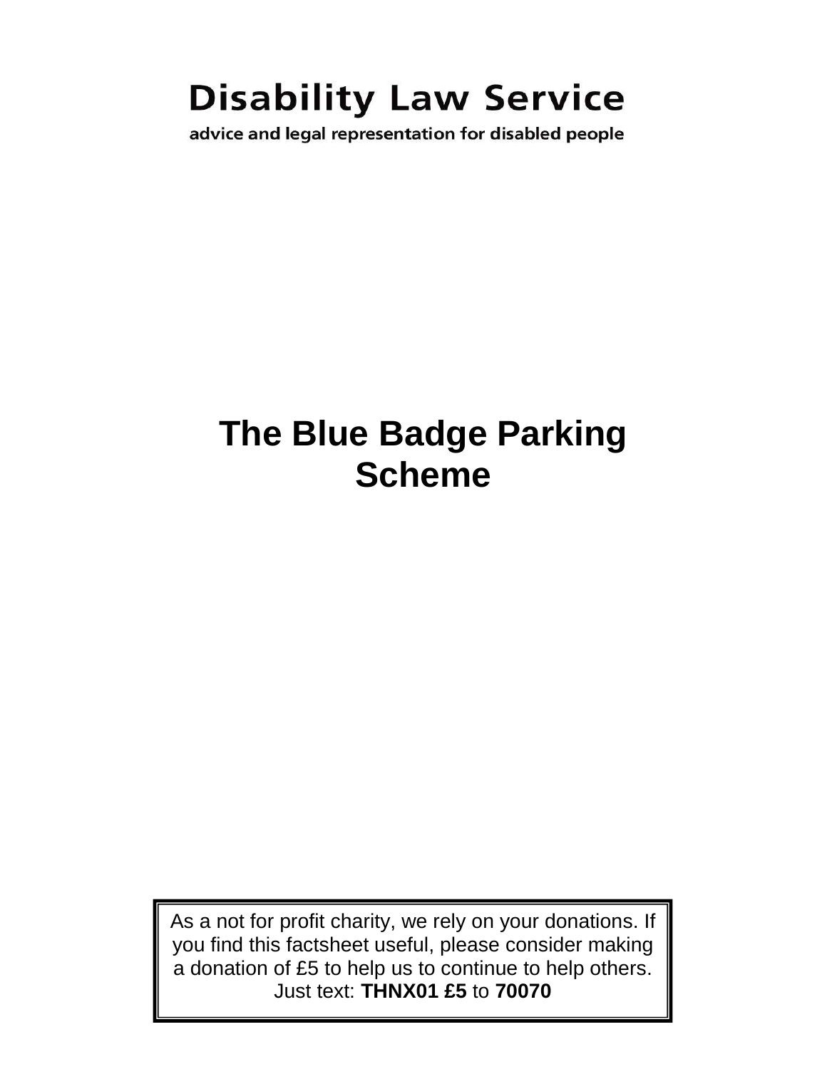# Disability Law Service

advice and legal representation for disabled people

# The Blue Badge Parking Scheme

As a not for profit charity, we rely on your donations. If you find this factsheet useful, please consider making a donation of £5 to help us to continue to help others. Just text: **THNX01 £5** to **70070**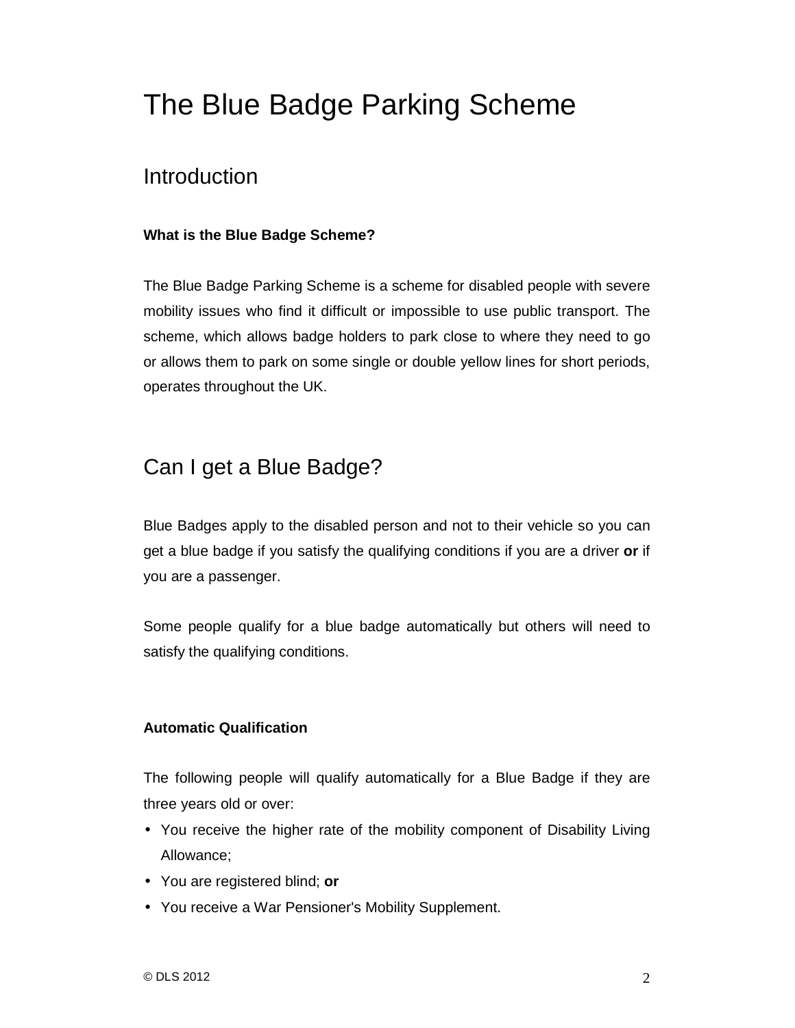# The Blue Badge Parking Scheme

## Introduction

**What is the Blue Badge Scheme?**

The Blue Badge Parking Scheme is a scheme for disabled people with severe mobility issues who find it difficult or impossible to use public transport. The scheme, which allows badge holders to park close to where they need to go or allows them to park on some single or double yellow lines for short periods, operates throughout the UK.

## Can I get a Blue Badge?

Blue Badges apply to the disabled person and not to their vehicle so you can get a blue badge if you satisfy the qualifying conditions if you are a driver **or** if you are a passenger.

Some people qualify for a blue badge automatically but others will need to satisfy the qualifying conditions.

**Automatic Qualification**

The following people will qualify automatically for a Blue Badge if they are three years old or over:

- You receive the higher rate of the mobility component of Disability Living Allowance;
- You are registered blind; **or**
- You receive a War Pensioner's Mobility Supplement.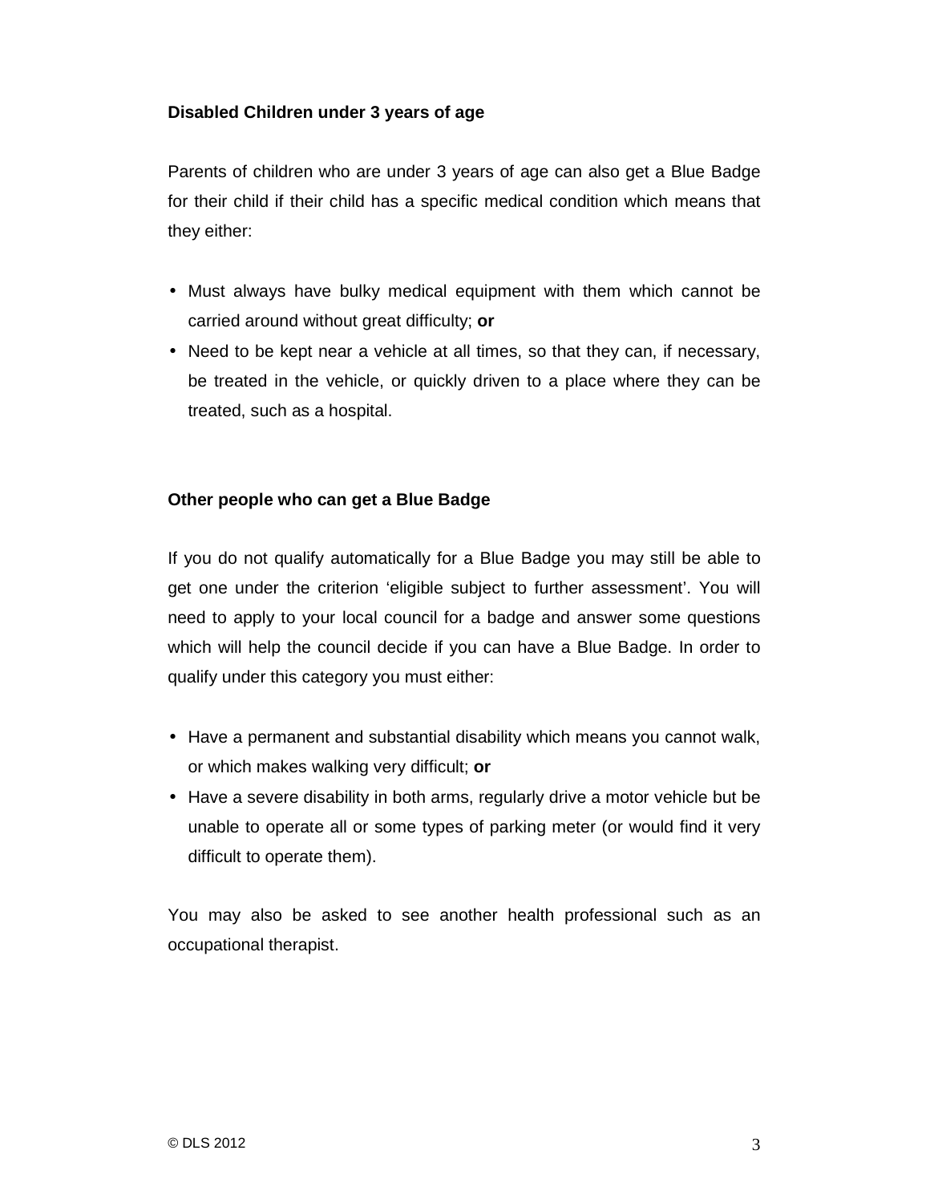**Disabled Children under 3 years of age**

Parents of children who are under 3 years of age can also get a Blue Badge for their child if their child has a specific medical condition which means that they either:

- Must always have bulky medical equipment with them which cannot be carried around without great difficulty; **or**
- Need to be kept near a vehicle at all times, so that they can, if necessary, be treated in the vehicle, or quickly driven to a place where they can be treated, such as a hospital.

**Other people who can get a Blue Badge**

If you do not qualify automatically for a Blue Badge you may still be able to get one under the criterion 'eligible subject to further assessment'. You will need to apply to your local council for a badge and answer some questions which will help the council decide if you can have a Blue Badge. In order to qualify under this category you must either:

- Have a permanent and substantial disability which means you cannot walk, or which makes walking very difficult; **or**
- Have a severe disability in both arms, regularly drive a motor vehicle but be unable to operate all or some types of parking meter (or would find it very difficult to operate them).

You may also be asked to see another health professional such as an occupational therapist.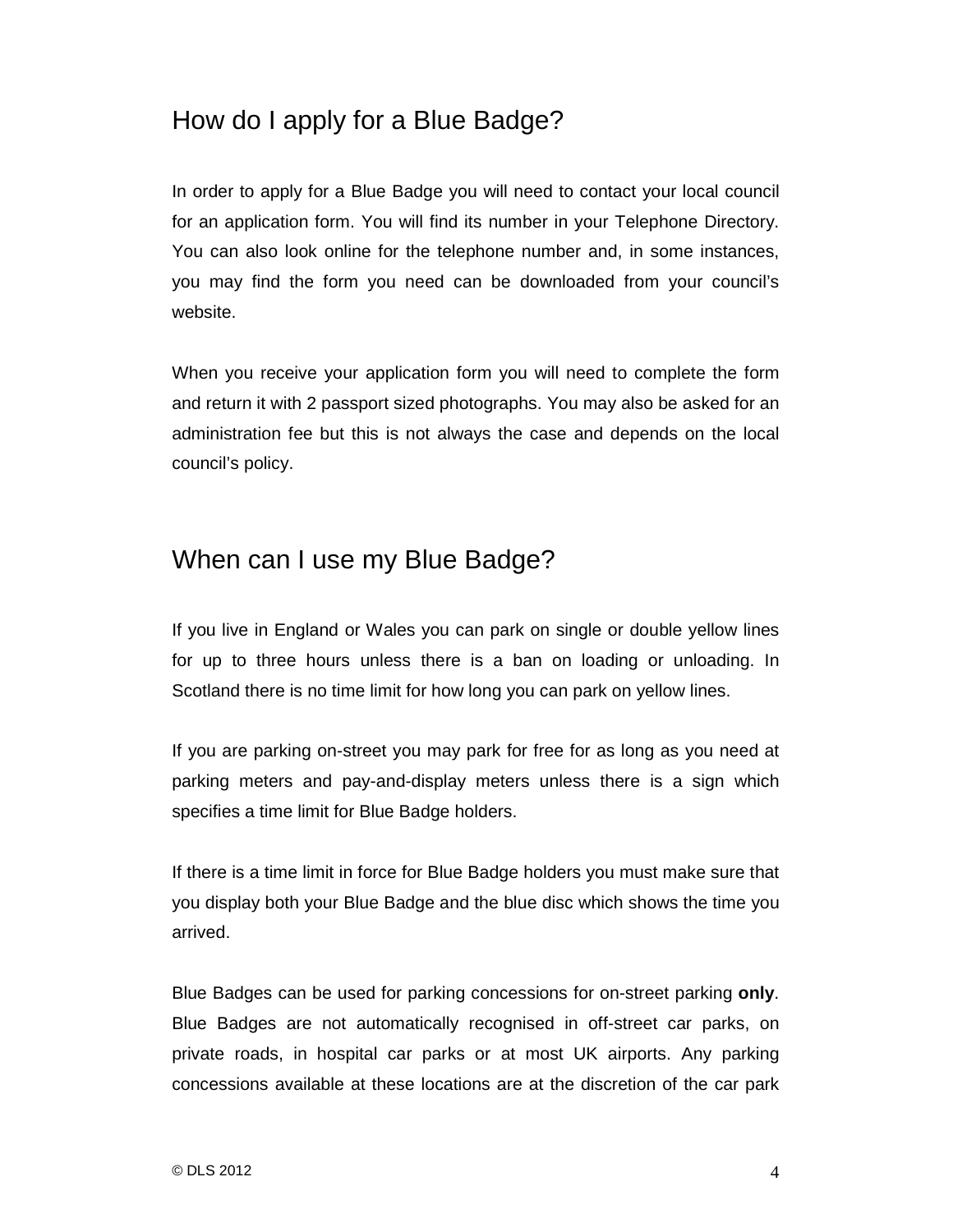## How do I apply for a Blue Badge?

In order to apply for a Blue Badge you will need to contact your local council for an application form. You will find its number in your Telephone Directory. You can also look online for the telephone number and, in some instances, you may find the form you need can be downloaded from your council's website.

When you receive your application form you will need to complete the form and return it with 2 passport sized photographs. You may also be asked for an administration fee but this is not always the case and depends on the local council's policy.

## When can I use my Blue Badge?

If you live in England or Wales you can park on single or double yellow lines for up to three hours unless there is a ban on loading or unloading. In Scotland there is no time limit for how long you can park on yellow lines.

If you are parking on-street you may park for free for as long as you need at parking meters and pay-and-display meters unless there is a sign which specifies a time limit for Blue Badge holders.

If there is a time limit in force for Blue Badge holders you must make sure that you display both your Blue Badge and the blue disc which shows the time you arrived.

Blue Badges can be used for parking concessions for on-street parking **only**. Blue Badges are not automatically recognised in off-street car parks, on private roads, in hospital car parks or at most UK airports. Any parking concessions available at these locations are at the discretion of the car park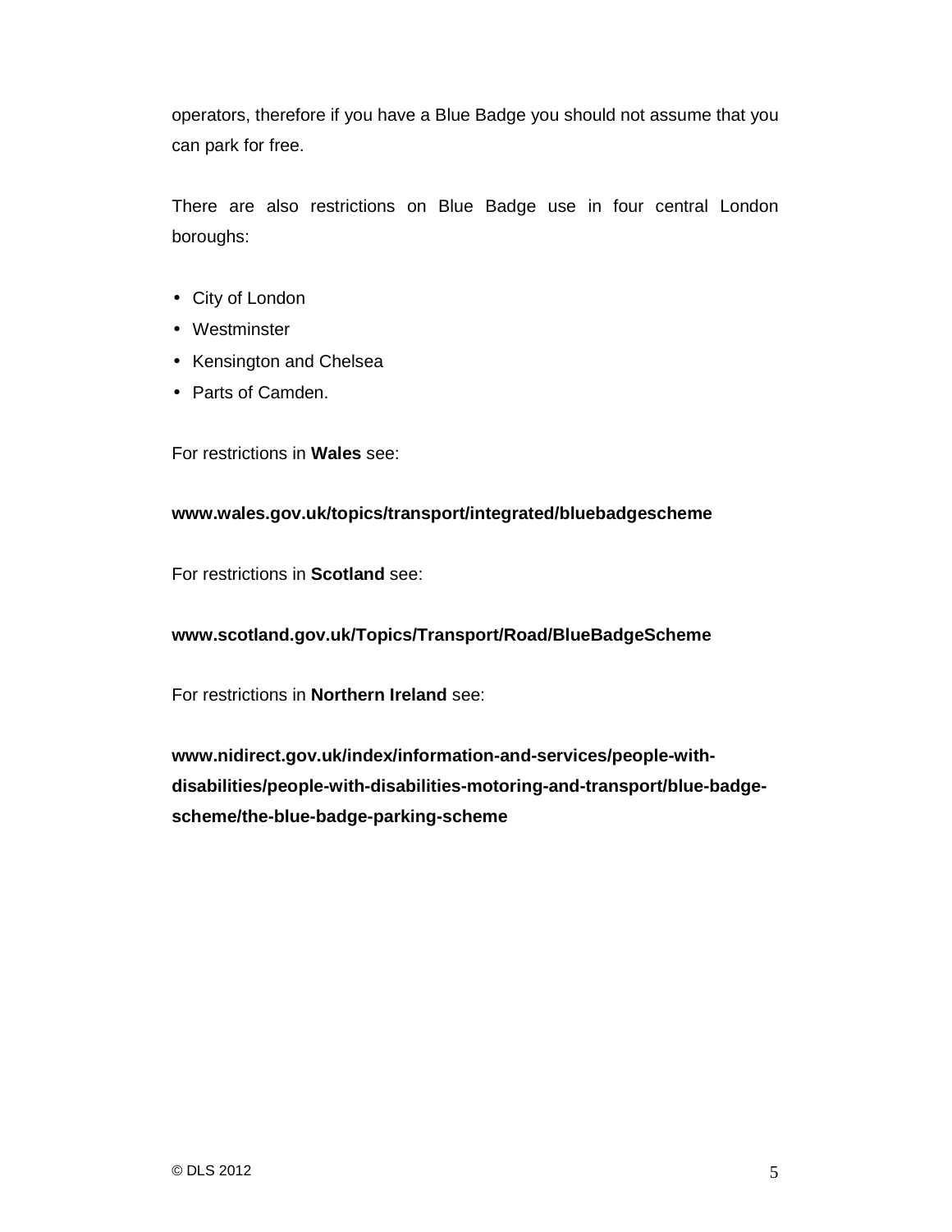operators, therefore if you have a Blue Badge you should not assume that you can park for free.

There are also restrictions on Blue Badge use in four central London boroughs:

- City of London
- Westminster
- Kensington and Chelsea
- Parts of Camden.

For restrictions in **Wales** see:

**www.wales.gov.uk/topics/transport/integrated/bluebadgescheme**

For restrictions in **Scotland** see:

**www.scotland.gov.uk/Topics/Transport/Road/BlueBadgeScheme**

For restrictions in **Northern Ireland** see:

**www.nidirect.gov.uk/index/information-and-services/people-with-disabilities/people-with-disabilities-motoring-and-transport/blue-badge-scheme/the-blue-badge-parking-scheme**

© DLS 2012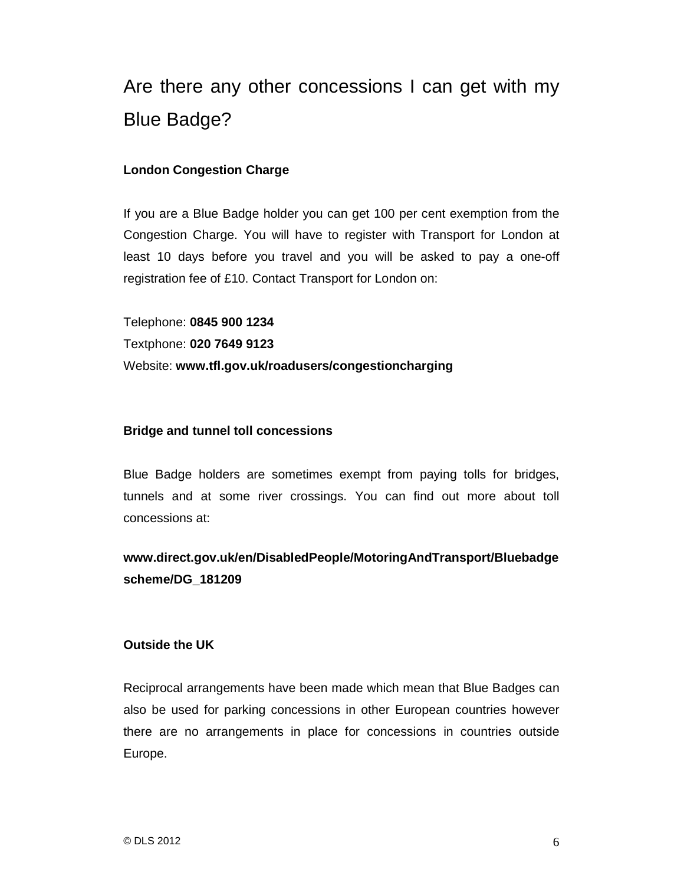# Are there any other concessions I can get with my Blue Badge?

**London Congestion Charge**

If you are a Blue Badge holder you can get 100 per cent exemption from the Congestion Charge. You will have to register with Transport for London at least 10 days before you travel and you will be asked to pay a one-off registration fee of £10. Contact Transport for London on:

Telephone: **0845 900 1234**
Textphone: **020 7649 9123**
Website: **www.tfl.gov.uk/roadusers/congestioncharging**

**Bridge and tunnel toll concessions**

Blue Badge holders are sometimes exempt from paying tolls for bridges, tunnels and at some river crossings. You can find out more about toll concessions at:

**www.direct.gov.uk/en/DisabledPeople/MotoringAndTransport/Bluebadgescheme/DG_181209**

**Outside the UK**

Reciprocal arrangements have been made which mean that Blue Badges can also be used for parking concessions in other European countries however there are no arrangements in place for concessions in countries outside Europe.

© DLS 2012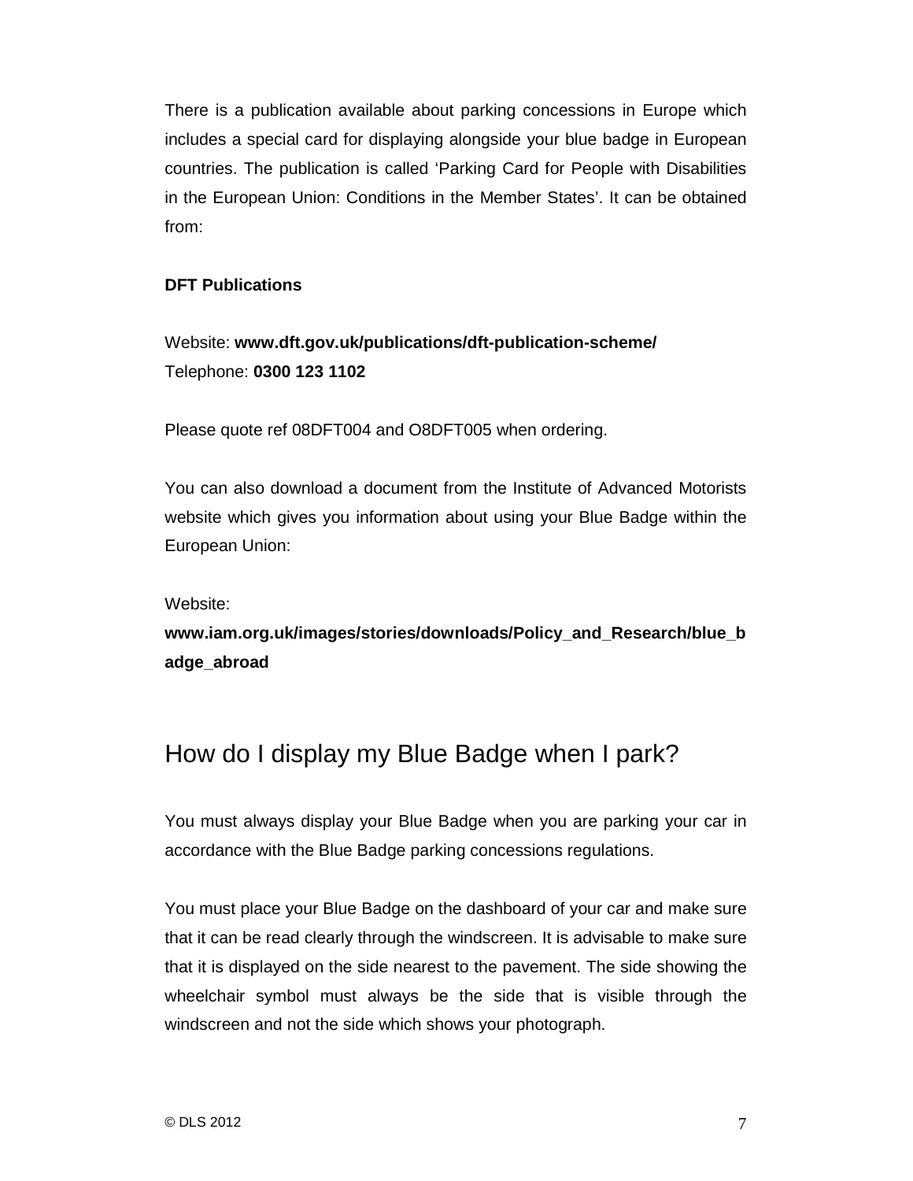There is a publication available about parking concessions in Europe which includes a special card for displaying alongside your blue badge in European countries. The publication is called 'Parking Card for People with Disabilities in the European Union: Conditions in the Member States'. It can be obtained from:

**DFT Publications**

Website: **www.dft.gov.uk/publications/dft-publication-scheme/**
Telephone: **0300 123 1102**

Please quote ref 08DFT004 and O8DFT005 when ordering.

You can also download a document from the Institute of Advanced Motorists website which gives you information about using your Blue Badge within the European Union:

Website:
**www.iam.org.uk/images/stories/downloads/Policy_and_Research/blue_badge_abroad**

## How do I display my Blue Badge when I park?

You must always display your Blue Badge when you are parking your car in accordance with the Blue Badge parking concessions regulations.

You must place your Blue Badge on the dashboard of your car and make sure that it can be read clearly through the windscreen. It is advisable to make sure that it is displayed on the side nearest to the pavement. The side showing the wheelchair symbol must always be the side that is visible through the windscreen and not the side which shows your photograph.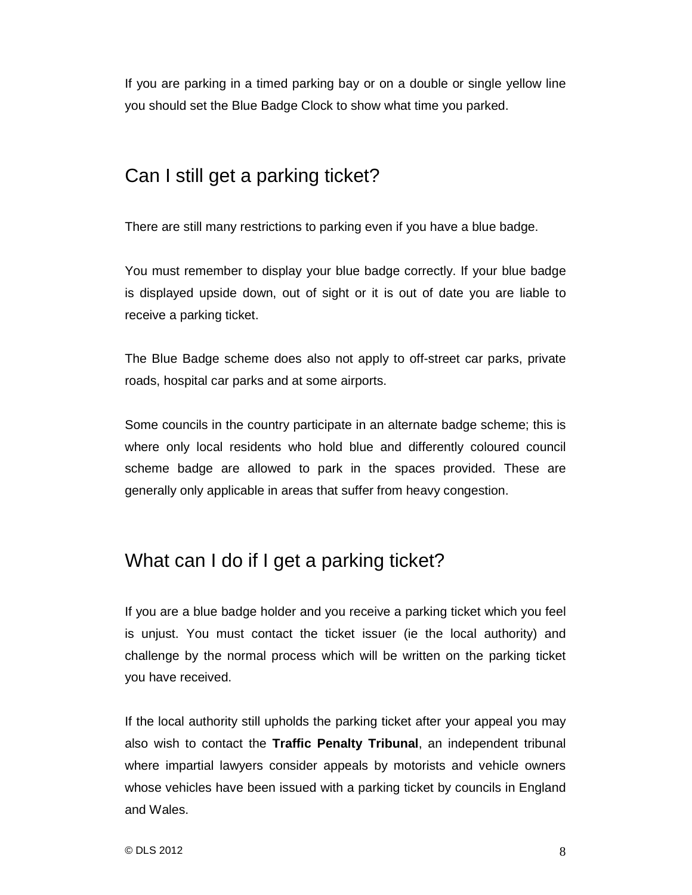If you are parking in a timed parking bay or on a double or single yellow line you should set the Blue Badge Clock to show what time you parked.

## Can I still get a parking ticket?

There are still many restrictions to parking even if you have a blue badge.

You must remember to display your blue badge correctly. If your blue badge is displayed upside down, out of sight or it is out of date you are liable to receive a parking ticket.

The Blue Badge scheme does also not apply to off-street car parks, private roads, hospital car parks and at some airports.

Some councils in the country participate in an alternate badge scheme; this is where only local residents who hold blue and differently coloured council scheme badge are allowed to park in the spaces provided. These are generally only applicable in areas that suffer from heavy congestion.

## What can I do if I get a parking ticket?

If you are a blue badge holder and you receive a parking ticket which you feel is unjust. You must contact the ticket issuer (ie the local authority) and challenge by the normal process which will be written on the parking ticket you have received.

If the local authority still upholds the parking ticket after your appeal you may also wish to contact the **Traffic Penalty Tribunal**, an independent tribunal where impartial lawyers consider appeals by motorists and vehicle owners whose vehicles have been issued with a parking ticket by councils in England and Wales.

© DLS 2012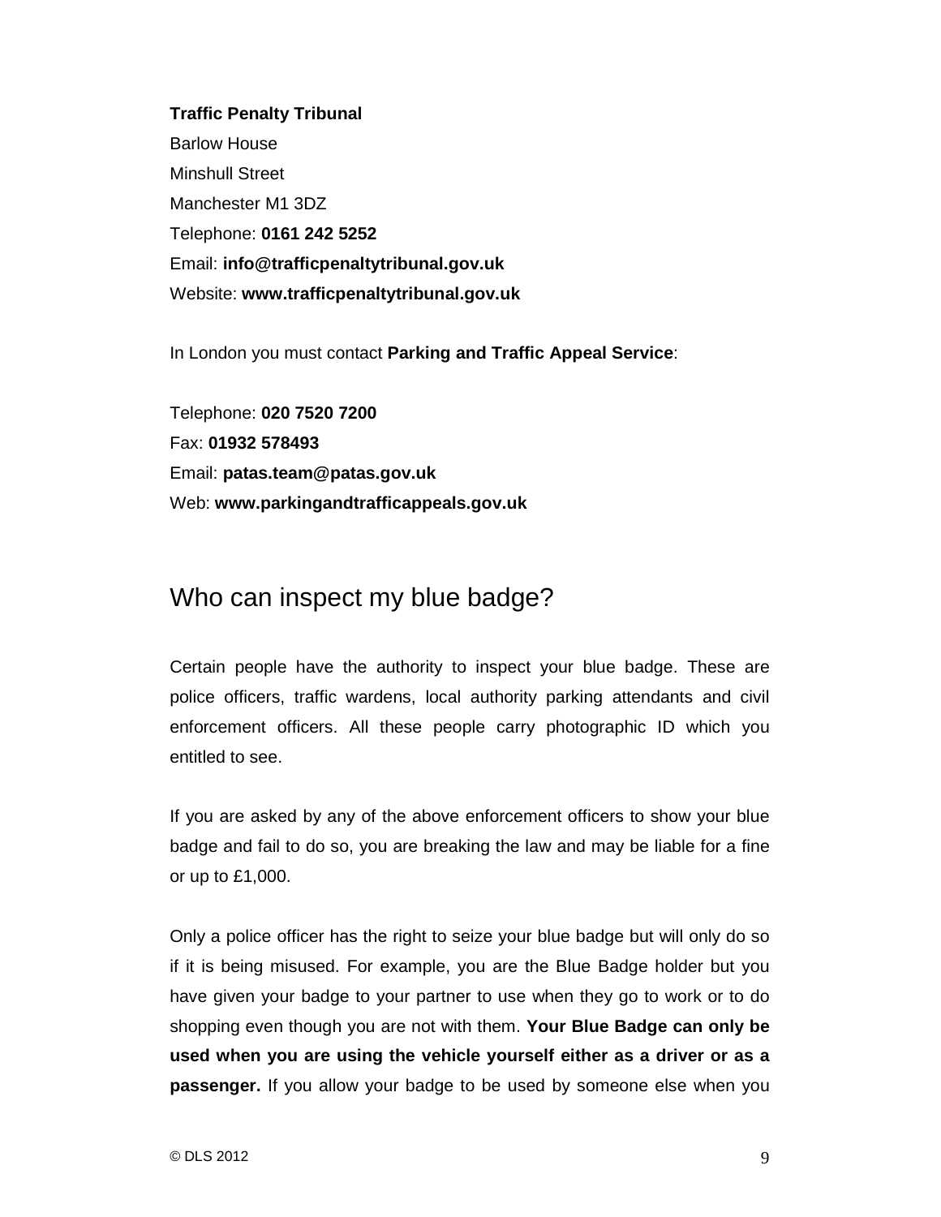**Traffic Penalty Tribunal**
Barlow House
Minshull Street
Manchester M1 3DZ
Telephone: **0161 242 5252**
Email: **info@trafficpenaltytribunal.gov.uk**
Website: **www.trafficpenaltytribunal.gov.uk**

In London you must contact **Parking and Traffic Appeal Service**:

Telephone: **020 7520 7200**
Fax: **01932 578493**
Email: **patas.team@patas.gov.uk**
Web: **www.parkingandtrafficappeals.gov.uk**

## Who can inspect my blue badge?

Certain people have the authority to inspect your blue badge. These are police officers, traffic wardens, local authority parking attendants and civil enforcement officers. All these people carry photographic ID which you entitled to see.

If you are asked by any of the above enforcement officers to show your blue badge and fail to do so, you are breaking the law and may be liable for a fine or up to £1,000.

Only a police officer has the right to seize your blue badge but will only do so if it is being misused. For example, you are the Blue Badge holder but you have given your badge to your partner to use when they go to work or to do shopping even though you are not with them. **Your Blue Badge can only be used when you are using the vehicle yourself either as a driver or as a passenger.** If you allow your badge to be used by someone else when you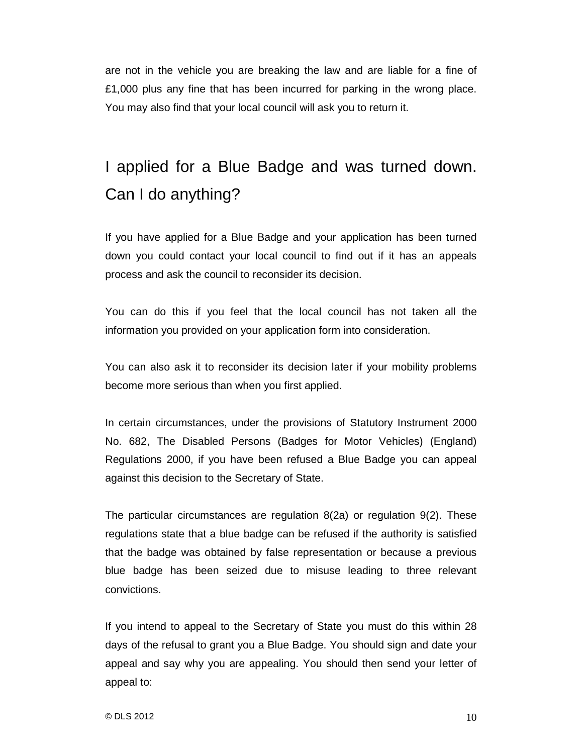are not in the vehicle you are breaking the law and are liable for a fine of £1,000 plus any fine that has been incurred for parking in the wrong place. You may also find that your local council will ask you to return it.

## I applied for a Blue Badge and was turned down. Can I do anything?

If you have applied for a Blue Badge and your application has been turned down you could contact your local council to find out if it has an appeals process and ask the council to reconsider its decision.

You can do this if you feel that the local council has not taken all the information you provided on your application form into consideration.

You can also ask it to reconsider its decision later if your mobility problems become more serious than when you first applied.

In certain circumstances, under the provisions of Statutory Instrument 2000 No. 682, The Disabled Persons (Badges for Motor Vehicles) (England) Regulations 2000, if you have been refused a Blue Badge you can appeal against this decision to the Secretary of State.

The particular circumstances are regulation 8(2a) or regulation 9(2). These regulations state that a blue badge can be refused if the authority is satisfied that the badge was obtained by false representation or because a previous blue badge has been seized due to misuse leading to three relevant convictions.

If you intend to appeal to the Secretary of State you must do this within 28 days of the refusal to grant you a Blue Badge. You should sign and date your appeal and say why you are appealing. You should then send your letter of appeal to:

© DLS 2012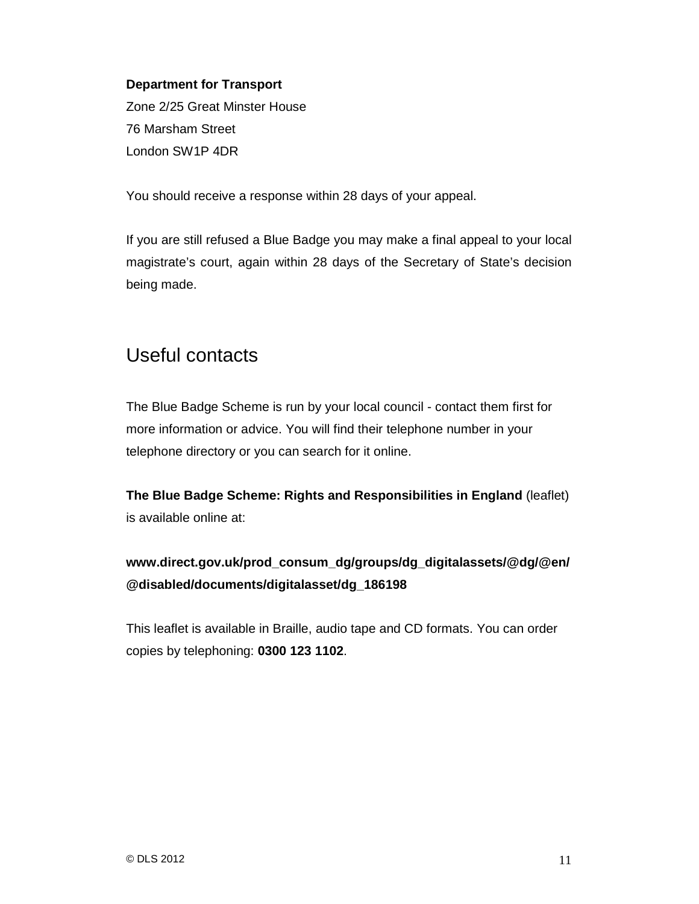**Department for Transport**
Zone 2/25 Great Minster House
76 Marsham Street
London SW1P 4DR

You should receive a response within 28 days of your appeal.

If you are still refused a Blue Badge you may make a final appeal to your local magistrate's court, again within 28 days of the Secretary of State's decision being made.

## Useful contacts

The Blue Badge Scheme is run by your local council - contact them first for more information or advice. You will find their telephone number in your telephone directory or you can search for it online.

**The Blue Badge Scheme: Rights and Responsibilities in England** (leaflet) is available online at:

**www.direct.gov.uk/prod_consum_dg/groups/dg_digitalassets/@dg/@en/@disabled/documents/digitalasset/dg_186198**

This leaflet is available in Braille, audio tape and CD formats. You can order copies by telephoning: **0300 123 1102**.

© DLS 2012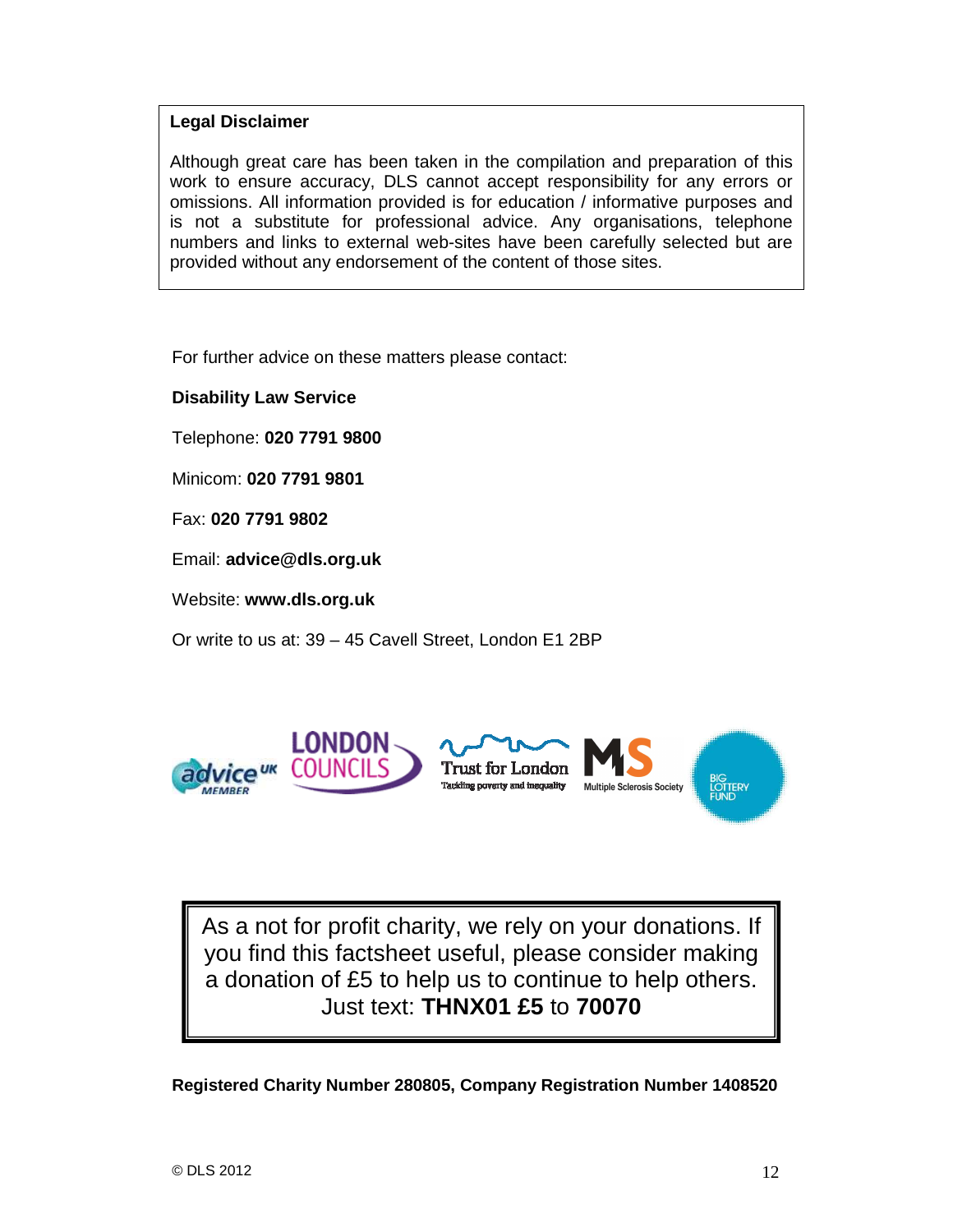**Legal Disclaimer**

Although great care has been taken in the compilation and preparation of this work to ensure accuracy, DLS cannot accept responsibility for any errors or omissions. All information provided is for education / informative purposes and is not a substitute for professional advice. Any organisations, telephone numbers and links to external web-sites have been carefully selected but are provided without any endorsement of the content of those sites.

For further advice on these matters please contact:

**Disability Law Service**

Telephone: **020 7791 9800**

Minicom: **020 7791 9801**

Fax: **020 7791 9802**

Email: **advice@dls.org.uk**

Website: **www.dls.org.uk**

Or write to us at: 39 – 45 Cavell Street, London E1 2BP

As a not for profit charity, we rely on your donations. If you find this factsheet useful, please consider making a donation of £5 to help us to continue to help others. Just text: **THNX01 £5** to **70070**

**Registered Charity Number 280805, Company Registration Number 1408520**

© DLS 2012